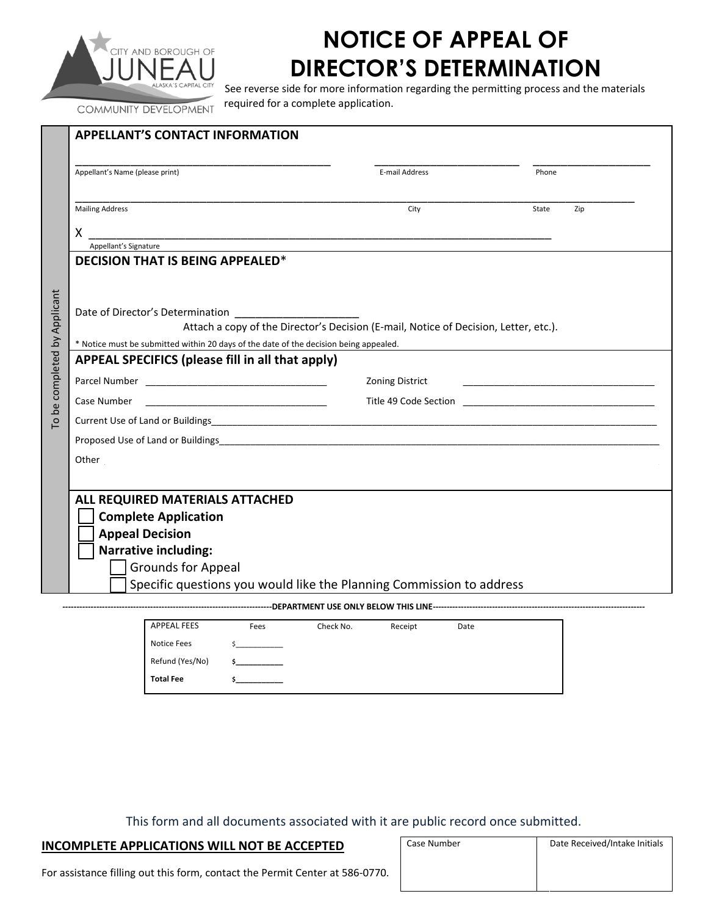CITY AND BOROUGH OF JUNEAU
ALASKA'S CAPITAL CITY
COMMUNITY DEVELOPMENT

# NOTICE OF APPEAL OF DIRECTOR'S DETERMINATION

See reverse side for more information regarding the permitting process and the materials required for a complete application.

*To be completed by Applicant*

## APPELLANT'S CONTACT INFORMATION

_______________________________________________ Appellant's Name (please print)

__________________________ E-mail Address

_____________________ Phone

_____________________________________________________________________________________________________ Mailing Address | City | State | Zip

X ___________________________________________________________________________________ Appellant's Signature

## DECISION THAT IS BEING APPEALED*

Date of Director's Determination ______________________

Attach a copy of the Director's Decision (E-mail, Notice of Decision, Letter, etc.).

* Notice must be submitted within 20 days of the date of the decision being appealed.

## APPEAL SPECIFICS (please fill in all that apply)

Parcel Number ___________________________________ Zoning District ______________________________________

Case Number ___________________________________ Title 49 Code Section ______________________________________

Current Use of Land or Buildings___________________________________________________________________________________

Proposed Use of Land or Buildings__________________________________________________________________________________

Other

## ALL REQUIRED MATERIALS ATTACHED

- ☐ **Complete Application**
- ☐ **Appeal Decision**
- ☐ **Narrative including:**
  - ☐ Grounds for Appeal
  - ☐ Specific questions you would like the Planning Commission to address

---------------------------------------------------------------------------**DEPARTMENT USE ONLY BELOW THIS LINE**---------------------------------------------------------------------------

| APPEAL FEES | Fees | Check No. | Receipt | Date |
|---|---|---|---|---|
| Notice Fees | $___________ | | | |
| Refund (Yes/No) | $___________ | | | |
| **Total Fee** | $___________ | | | |

This form and all documents associated with it are public record once submitted.

**INCOMPLETE APPLICATIONS WILL NOT BE ACCEPTED**

For assistance filling out this form, contact the Permit Center at 586-0770.

| Case Number | Date Received/Intake Initials |
|---|---|
| | |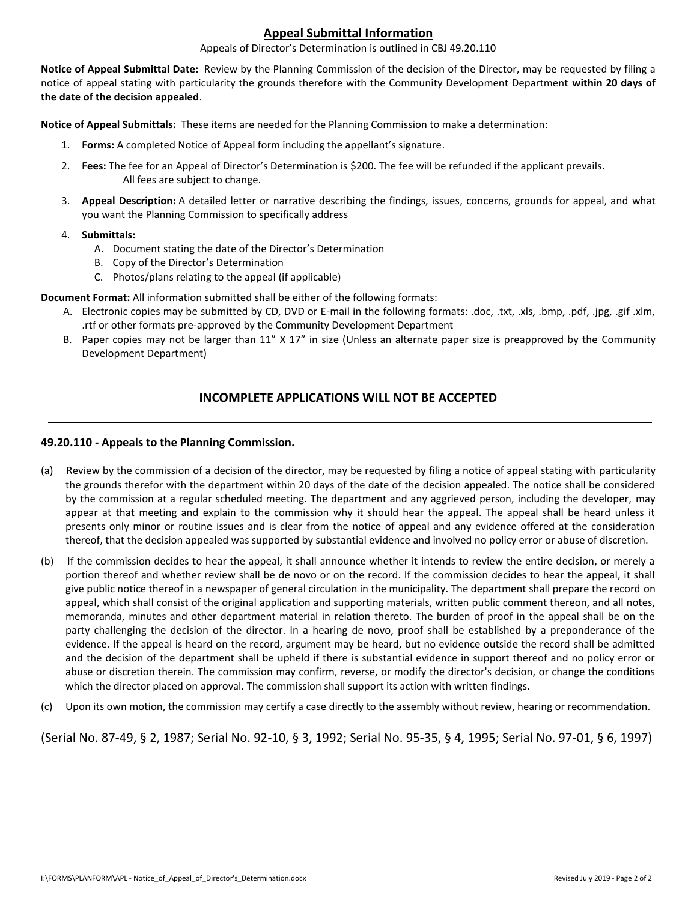## Appeal Submittal Information

Appeals of Director's Determination is outlined in CBJ 49.20.110

**Notice of Appeal Submittal Date:** Review by the Planning Commission of the decision of the Director, may be requested by filing a notice of appeal stating with particularity the grounds therefore with the Community Development Department **within 20 days of the date of the decision appealed**.

**Notice of Appeal Submittals:** These items are needed for the Planning Commission to make a determination:

1. **Forms:** A completed Notice of Appeal form including the appellant's signature.
2. **Fees:** The fee for an Appeal of Director's Determination is $200. The fee will be refunded if the applicant prevails. All fees are subject to change.
3. **Appeal Description:** A detailed letter or narrative describing the findings, issues, concerns, grounds for appeal, and what you want the Planning Commission to specifically address
4. **Submittals:**
   - A. Document stating the date of the Director's Determination
   - B. Copy of the Director's Determination
   - C. Photos/plans relating to the appeal (if applicable)

**Document Format:** All information submitted shall be either of the following formats:

- A. Electronic copies may be submitted by CD, DVD or E-mail in the following formats: .doc, .txt, .xls, .bmp, .pdf, .jpg, .gif .xlm, .rtf or other formats pre-approved by the Community Development Department
- B. Paper copies may not be larger than 11" X 17" in size (Unless an alternate paper size is preapproved by the Community Development Department)

---

### INCOMPLETE APPLICATIONS WILL NOT BE ACCEPTED

---

### 49.20.110 - Appeals to the Planning Commission.

(a) Review by the commission of a decision of the director, may be requested by filing a notice of appeal stating with particularity the grounds therefor with the department within 20 days of the date of the decision appealed. The notice shall be considered by the commission at a regular scheduled meeting. The department and any aggrieved person, including the developer, may appear at that meeting and explain to the commission why it should hear the appeal. The appeal shall be heard unless it presents only minor or routine issues and is clear from the notice of appeal and any evidence offered at the consideration thereof, that the decision appealed was supported by substantial evidence and involved no policy error or abuse of discretion.

(b) If the commission decides to hear the appeal, it shall announce whether it intends to review the entire decision, or merely a portion thereof and whether review shall be de novo or on the record. If the commission decides to hear the appeal, it shall give public notice thereof in a newspaper of general circulation in the municipality. The department shall prepare the record on appeal, which shall consist of the original application and supporting materials, written public comment thereon, and all notes, memoranda, minutes and other department material in relation thereto. The burden of proof in the appeal shall be on the party challenging the decision of the director. In a hearing de novo, proof shall be established by a preponderance of the evidence. If the appeal is heard on the record, argument may be heard, but no evidence outside the record shall be admitted and the decision of the department shall be upheld if there is substantial evidence in support thereof and no policy error or abuse or discretion therein. The commission may confirm, reverse, or modify the director's decision, or change the conditions which the director placed on approval. The commission shall support its action with written findings.

(c) Upon its own motion, the commission may certify a case directly to the assembly without review, hearing or recommendation.

(Serial No. 87-49, § 2, 1987; Serial No. 92-10, § 3, 1992; Serial No. 95-35, § 4, 1995; Serial No. 97-01, § 6, 1997)